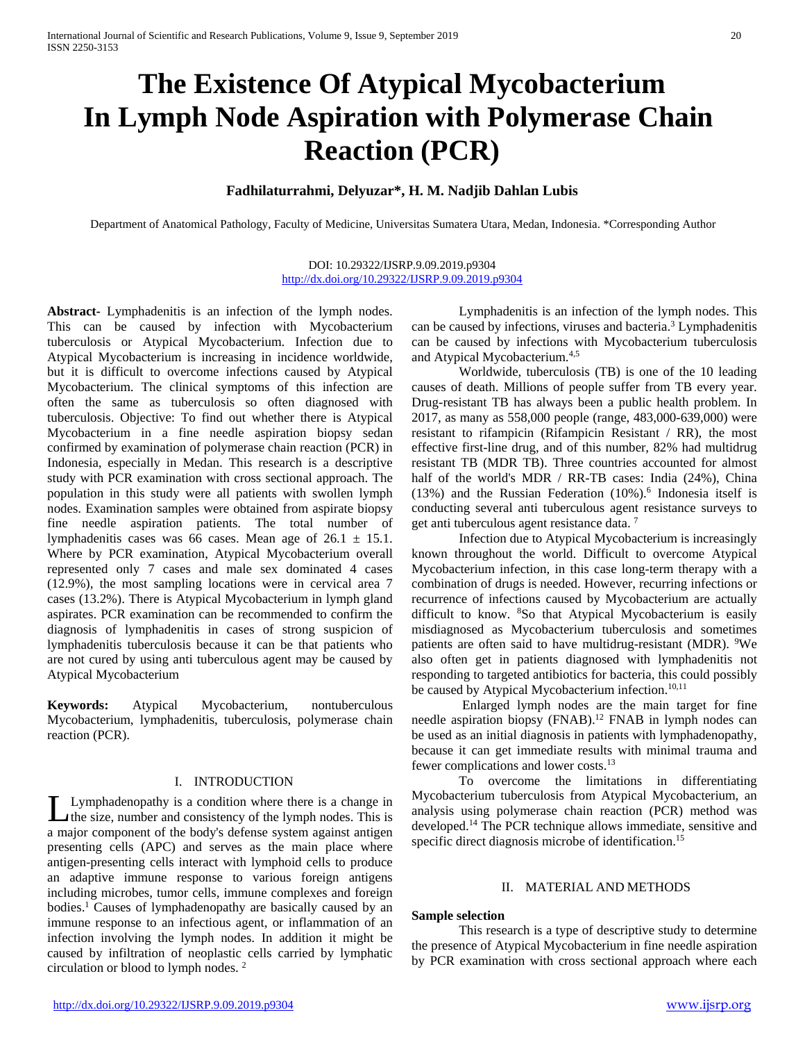# The Existence Of Atypical Mycobacterium In Lymph Node Aspiration with Polymerase Chain Reaction (PCR)

**Fadhilaturrahmi, Delyuzar*, H. M. Nadjib Dahlan Lubis**

Department of Anatomical Pathology, Faculty of Medicine, Universitas Sumatera Utara, Medan, Indonesia. *Corresponding Author

DOI: 10.29322/IJSRP.9.09.2019.p9304
http://dx.doi.org/10.29322/IJSRP.9.09.2019.p9304

**Abstract-** Lymphadenitis is an infection of the lymph nodes. This can be caused by infection with Mycobacterium tuberculosis or Atypical Mycobacterium. Infection due to Atypical Mycobacterium is increasing in incidence worldwide, but it is difficult to overcome infections caused by Atypical Mycobacterium. The clinical symptoms of this infection are often the same as tuberculosis so often diagnosed with tuberculosis. Objective: To find out whether there is Atypical Mycobacterium in a fine needle aspiration biopsy sedan confirmed by examination of polymerase chain reaction (PCR) in Indonesia, especially in Medan. This research is a descriptive study with PCR examination with cross sectional approach. The population in this study were all patients with swollen lymph nodes. Examination samples were obtained from aspirate biopsy fine needle aspiration patients. The total number of lymphadenitis cases was 66 cases. Mean age of 26.1 ± 15.1. Where by PCR examination, Atypical Mycobacterium overall represented only 7 cases and male sex dominated 4 cases (12.9%), the most sampling locations were in cervical area 7 cases (13.2%). There is Atypical Mycobacterium in lymph gland aspirates. PCR examination can be recommended to confirm the diagnosis of lymphadenitis in cases of strong suspicion of lymphadenitis tuberculosis because it can be that patients who are not cured by using anti tuberculous agent may be caused by Atypical Mycobacterium

**Keywords:** Atypical Mycobacterium, nontuberculous Mycobacterium, lymphadenitis, tuberculosis, polymerase chain reaction (PCR).

## I. INTRODUCTION

Lymphadenopathy is a condition where there is a change in the size, number and consistency of the lymph nodes. This is a major component of the body's defense system against antigen presenting cells (APC) and serves as the main place where antigen-presenting cells interact with lymphoid cells to produce an adaptive immune response to various foreign antigens including microbes, tumor cells, immune complexes and foreign bodies.[1] Causes of lymphadenopathy are basically caused by an immune response to an infectious agent, or inflammation of an infection involving the lymph nodes. In addition it might be caused by infiltration of neoplastic cells carried by lymphatic circulation or blood to lymph nodes. [2]

Lymphadenitis is an infection of the lymph nodes. This can be caused by infections, viruses and bacteria.[3] Lymphadenitis can be caused by infections with Mycobacterium tuberculosis and Atypical Mycobacterium.[4,5]

Worldwide, tuberculosis (TB) is one of the 10 leading causes of death. Millions of people suffer from TB every year. Drug-resistant TB has always been a public health problem. In 2017, as many as 558,000 people (range, 483,000-639,000) were resistant to rifampicin (Rifampicin Resistant / RR), the most effective first-line drug, and of this number, 82% had multidrug resistant TB (MDR TB). Three countries accounted for almost half of the world's MDR / RR-TB cases: India (24%), China (13%) and the Russian Federation (10%).[6] Indonesia itself is conducting several anti tuberculous agent resistance surveys to get anti tuberculous agent resistance data. [7]

Infection due to Atypical Mycobacterium is increasingly known throughout the world. Difficult to overcome Atypical Mycobacterium infection, in this case long-term therapy with a combination of drugs is needed. However, recurring infections or recurrence of infections caused by Mycobacterium are actually difficult to know. [8]So that Atypical Mycobacterium is easily misdiagnosed as Mycobacterium tuberculosis and sometimes patients are often said to have multidrug-resistant (MDR). [9]We also often get in patients diagnosed with lymphadenitis not responding to targeted antibiotics for bacteria, this could possibly be caused by Atypical Mycobacterium infection.[10,11]

Enlarged lymph nodes are the main target for fine needle aspiration biopsy (FNAB).[12] FNAB in lymph nodes can be used as an initial diagnosis in patients with lymphadenopathy, because it can get immediate results with minimal trauma and fewer complications and lower costs.[13]

To overcome the limitations in differentiating Mycobacterium tuberculosis from Atypical Mycobacterium, an analysis using polymerase chain reaction (PCR) method was developed.[14] The PCR technique allows immediate, sensitive and specific direct diagnosis microbe of identification.[15]

## II. MATERIAL AND METHODS

**Sample selection**

This research is a type of descriptive study to determine the presence of Atypical Mycobacterium in fine needle aspiration by PCR examination with cross sectional approach where each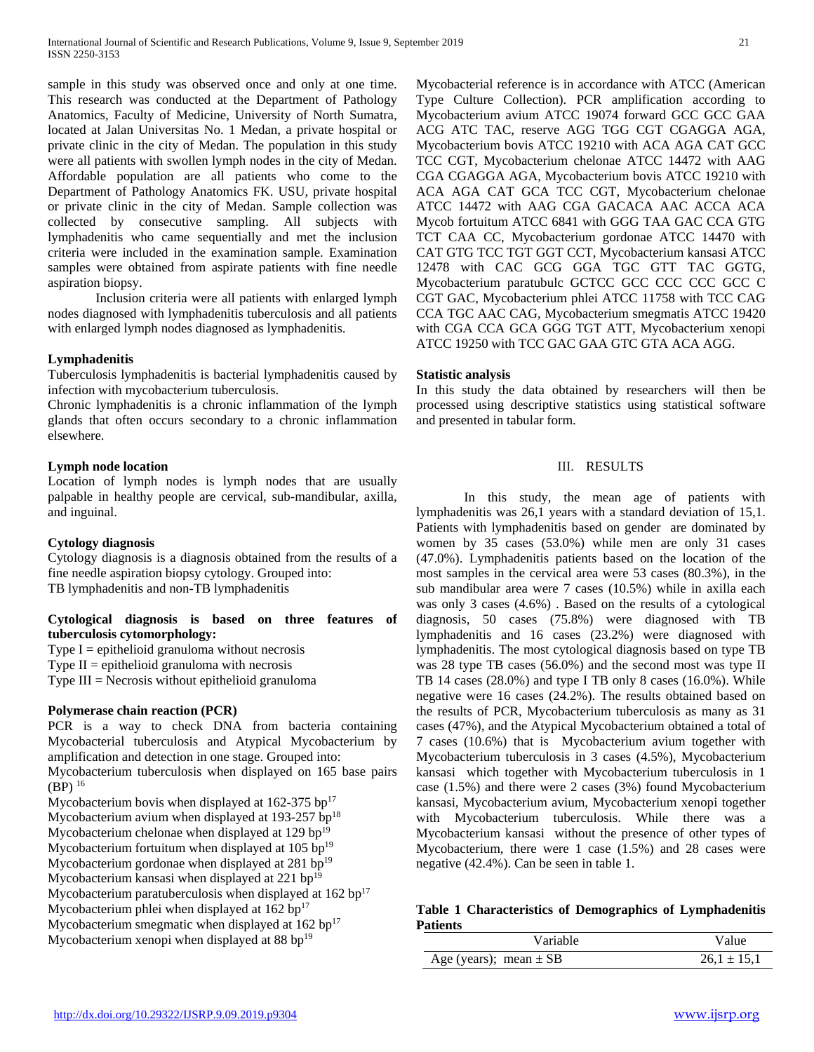sample in this study was observed once and only at one time. This research was conducted at the Department of Pathology Anatomics, Faculty of Medicine, University of North Sumatra, located at Jalan Universitas No. 1 Medan, a private hospital or private clinic in the city of Medan. The population in this study were all patients with swollen lymph nodes in the city of Medan. Affordable population are all patients who come to the Department of Pathology Anatomics FK. USU, private hospital or private clinic in the city of Medan. Sample collection was collected by consecutive sampling. All subjects with lymphadenitis who came sequentially and met the inclusion criteria were included in the examination sample. Examination samples were obtained from aspirate patients with fine needle aspiration biopsy.

Inclusion criteria were all patients with enlarged lymph nodes diagnosed with lymphadenitis tuberculosis and all patients with enlarged lymph nodes diagnosed as lymphadenitis.

**Lymphadenitis**

Tuberculosis lymphadenitis is bacterial lymphadenitis caused by infection with mycobacterium tuberculosis.

Chronic lymphadenitis is a chronic inflammation of the lymph glands that often occurs secondary to a chronic inflammation elsewhere.

**Lymph node location**

Location of lymph nodes is lymph nodes that are usually palpable in healthy people are cervical, sub-mandibular, axilla, and inguinal.

**Cytology diagnosis**

Cytology diagnosis is a diagnosis obtained from the results of a fine needle aspiration biopsy cytology. Grouped into:
TB lymphadenitis and non-TB lymphadenitis

**Cytological diagnosis is based on three features of tuberculosis cytomorphology:**

Type I = epithelioid granuloma without necrosis
Type II = epithelioid granuloma with necrosis
Type III = Necrosis without epithelioid granuloma

**Polymerase chain reaction (PCR)**

PCR is a way to check DNA from bacteria containing Mycobacterial tuberculosis and Atypical Mycobacterium by amplification and detection in one stage. Grouped into:
Mycobacterium tuberculosis when displayed on 165 base pairs (BP) [16]
Mycobacterium bovis when displayed at 162-375 bp[17]
Mycobacterium avium when displayed at 193-257 bp[18]
Mycobacterium chelonae when displayed at 129 bp[19]
Mycobacterium fortuitum when displayed at 105 bp[19]
Mycobacterium gordonae when displayed at 281 bp[19]
Mycobacterium kansasi when displayed at 221 bp[19]
Mycobacterium paratuberculosis when displayed at 162 bp[17]
Mycobacterium phlei when displayed at 162 bp[17]
Mycobacterium smegmatic when displayed at 162 bp[17]
Mycobacterium xenopi when displayed at 88 bp[19]

Mycobacterial reference is in accordance with ATCC (American Type Culture Collection). PCR amplification according to Mycobacterium avium ATCC 19074 forward GCC GCC GAA ACG ATC TAC, reserve AGG TGG CGT CGAGGA AGA, Mycobacterium bovis ATCC 19210 with ACA AGA CAT GCC TCC CGT, Mycobacterium chelonae ATCC 14472 with AAG CGA CGAGGA AGA, Mycobacterium bovis ATCC 19210 with ACA AGA CAT GCA TCC CGT, Mycobacterium chelonae ATCC 14472 with AAG CGA GACACA AAC ACCA ACA Mycob fortuitum ATCC 6841 with GGG TAA GAC CCA GTG TCT CAA CC, Mycobacterium gordonae ATCC 14470 with CAT GTG TCC TGT GGT CCT, Mycobacterium kansasi ATCC 12478 with CAC GCG GGA TGC GTT TAC GGTG, Mycobacterium paratubulc GCTCC GCC CCC CCC GCC C CGT GAC, Mycobacterium phlei ATCC 11758 with TCC CAG CCA TGC AAC CAG, Mycobacterium smegmatis ATCC 19420 with CGA CCA GCA GGG TGT ATT, Mycobacterium xenopi ATCC 19250 with TCC GAC GAA GTC GTA ACA AGG.

**Statistic analysis**

In this study the data obtained by researchers will then be processed using descriptive statistics using statistical software and presented in tabular form.

## III. RESULTS

In this study, the mean age of patients with lymphadenitis was 26,1 years with a standard deviation of 15,1. Patients with lymphadenitis based on gender are dominated by women by 35 cases (53.0%) while men are only 31 cases (47.0%). Lymphadenitis patients based on the location of the most samples in the cervical area were 53 cases (80.3%), in the sub mandibular area were 7 cases (10.5%) while in axilla each was only 3 cases (4.6%) . Based on the results of a cytological diagnosis, 50 cases (75.8%) were diagnosed with TB lymphadenitis and 16 cases (23.2%) were diagnosed with lymphadenitis. The most cytological diagnosis based on type TB was 28 type TB cases (56.0%) and the second most was type II TB 14 cases (28.0%) and type I TB only 8 cases (16.0%). While negative were 16 cases (24.2%). The results obtained based on the results of PCR, Mycobacterium tuberculosis as many as 31 cases (47%), and the Atypical Mycobacterium obtained a total of 7 cases (10.6%) that is Mycobacterium avium together with Mycobacterium tuberculosis in 3 cases (4.5%), Mycobacterium kansasi which together with Mycobacterium tuberculosis in 1 case (1.5%) and there were 2 cases (3%) found Mycobacterium kansasi, Mycobacterium avium, Mycobacterium xenopi together with Mycobacterium tuberculosis. While there was a Mycobacterium kansasi without the presence of other types of Mycobacterium, there were 1 case (1.5%) and 28 cases were negative (42.4%). Can be seen in table 1.

**Table 1 Characteristics of Demographics of Lymphadenitis Patients**

| Variable | Value |
|---|---|
| Age (years); mean ± SB | 26,1 ± 15,1 |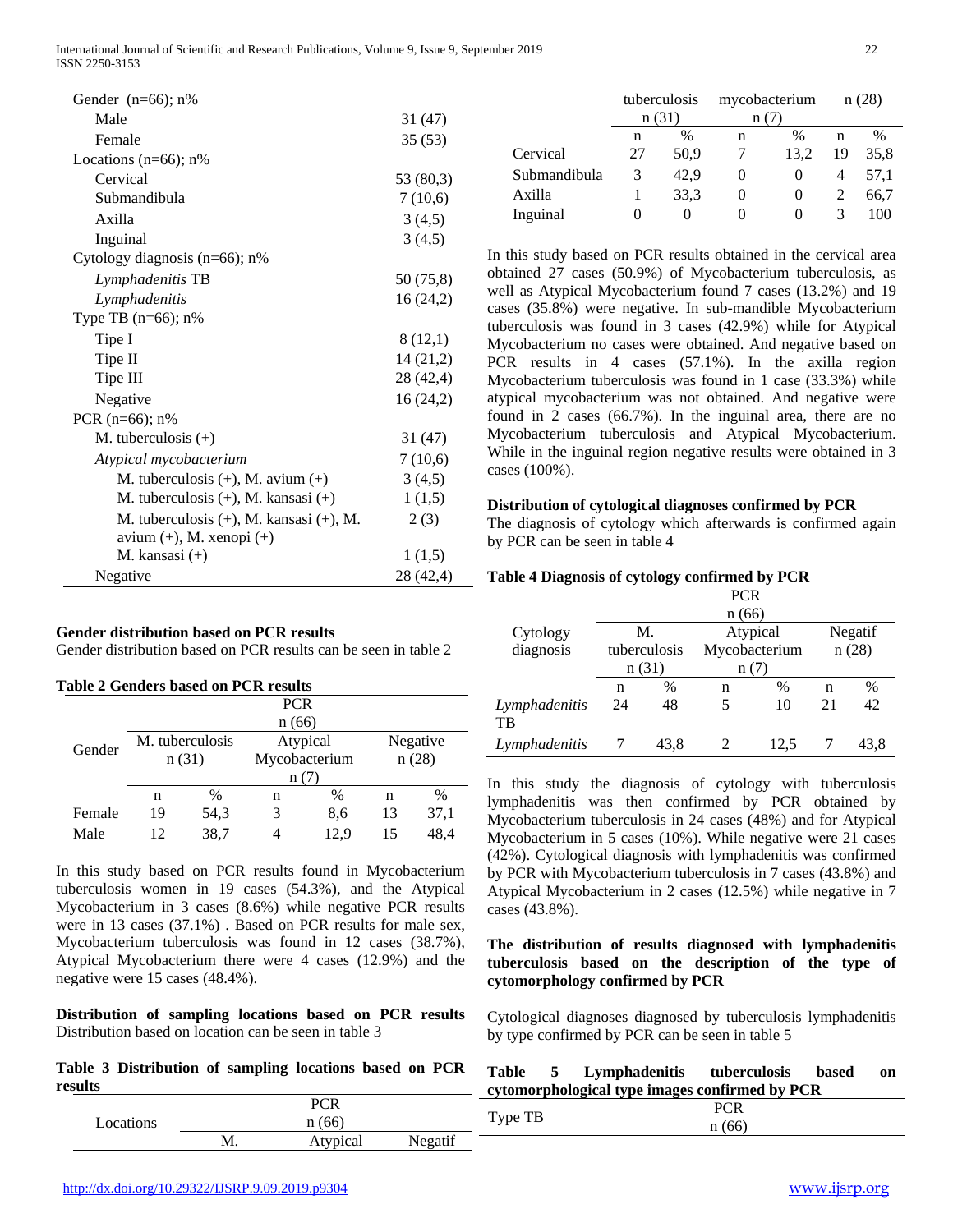| | |
|---|---|
| Gender (n=66); n% | |
| Male | 31 (47) |
| Female | 35 (53) |
| Locations (n=66); n% | |
| Cervical | 53 (80,3) |
| Submandibula | 7 (10,6) |
| Axilla | 3 (4,5) |
| Inguinal | 3 (4,5) |
| Cytology diagnosis (n=66); n% | |
| *Lymphadenitis* TB | 50 (75,8) |
| *Lymphadenitis* | 16 (24,2) |
| Type TB (n=66); n% | |
| Tipe I | 8 (12,1) |
| Tipe II | 14 (21,2) |
| Tipe III | 28 (42,4) |
| Negative | 16 (24,2) |
| PCR (n=66); n% | |
| M. tuberculosis (+) | 31 (47) |
| *Atypical mycobacterium* | 7 (10,6) |
| M. tuberculosis (+), M. avium (+) | 3 (4,5) |
| M. tuberculosis (+), M. kansasi (+) | 1 (1,5) |
| M. tuberculosis (+), M. kansasi (+), M. avium (+), M. xenopi (+) | 2 (3) |
| M. kansasi (+) | 1 (1,5) |
| Negative | 28 (42,4) |

**Gender distribution based on PCR results**
Gender distribution based on PCR results can be seen in table 2

**Table 2 Genders based on PCR results**

| Gender | PCR n (66) | | | | | |
|---|---|---|---|---|---|---|
| | M. tuberculosis n (31) | | Atypical Mycobacterium n (7) | | Negative n (28) | |
| | n | % | n | % | n | % |
| Female | 19 | 54,3 | 3 | 8,6 | 13 | 37,1 |
| Male | 12 | 38,7 | 4 | 12,9 | 15 | 48,4 |

In this study based on PCR results found in Mycobacterium tuberculosis women in 19 cases (54.3%), and the Atypical Mycobacterium in 3 cases (8.6%) while negative PCR results were in 13 cases (37.1%) . Based on PCR results for male sex, Mycobacterium tuberculosis was found in 12 cases (38.7%), Atypical Mycobacterium there were 4 cases (12.9%) and the negative were 15 cases (48.4%).

**Distribution of sampling locations based on PCR results**
Distribution based on location can be seen in table 3

**Table 3 Distribution of sampling locations based on PCR results**

| Locations | PCR n (66) | | | | | |
|---|---|---|---|---|---|---|
| | M. tuberculosis n (31) | | Atypical mycobacterium n (7) | | Negatif n (28) | |
| | n | % | n | % | n | % |
| Cervical | 27 | 50,9 | 7 | 13,2 | 19 | 35,8 |
| Submandibula | 3 | 42,9 | 0 | 0 | 4 | 57,1 |
| Axilla | 1 | 33,3 | 0 | 0 | 2 | 66,7 |
| Inguinal | 0 | 0 | 0 | 0 | 3 | 100 |

In this study based on PCR results obtained in the cervical area obtained 27 cases (50.9%) of Mycobacterium tuberculosis, as well as Atypical Mycobacterium found 7 cases (13.2%) and 19 cases (35.8%) were negative. In sub-mandible Mycobacterium tuberculosis was found in 3 cases (42.9%) while for Atypical Mycobacterium no cases were obtained. And negative based on PCR results in 4 cases (57.1%). In the axilla region Mycobacterium tuberculosis was found in 1 case (33.3%) while atypical mycobacterium was not obtained. And negative were found in 2 cases (66.7%). In the inguinal area, there are no Mycobacterium tuberculosis and Atypical Mycobacterium. While in the inguinal region negative results were obtained in 3 cases (100%).

**Distribution of cytological diagnoses confirmed by PCR**
The diagnosis of cytology which afterwards is confirmed again by PCR can be seen in table 4

**Table 4 Diagnosis of cytology confirmed by PCR**

| Cytology diagnosis | PCR n (66) | | | | | |
|---|---|---|---|---|---|---|
| | M. tuberculosis n (31) | | Atypical Mycobacterium n (7) | | Negatif n (28) | |
| | n | % | n | % | n | % |
| *Lymphadenitis* TB | 24 | 48 | 5 | 10 | 21 | 42 |
| *Lymphadenitis* | 7 | 43,8 | 2 | 12,5 | 7 | 43,8 |

In this study the diagnosis of cytology with tuberculosis lymphadenitis was then confirmed by PCR obtained by Mycobacterium tuberculosis in 24 cases (48%) and for Atypical Mycobacterium in 5 cases (10%). While negative were 21 cases (42%). Cytological diagnosis with lymphadenitis was confirmed by PCR with Mycobacterium tuberculosis in 7 cases (43.8%) and Atypical Mycobacterium in 2 cases (12.5%) while negative in 7 cases (43.8%).

**The distribution of results diagnosed with lymphadenitis tuberculosis based on the description of the type of cytomorphology confirmed by PCR**

Cytological diagnoses diagnosed by tuberculosis lymphadenitis by type confirmed by PCR can be seen in table 5

**Table 5 Lymphadenitis tuberculosis based on cytomorphological type images confirmed by PCR**

| Type TB | PCR n (66) |
|---|---|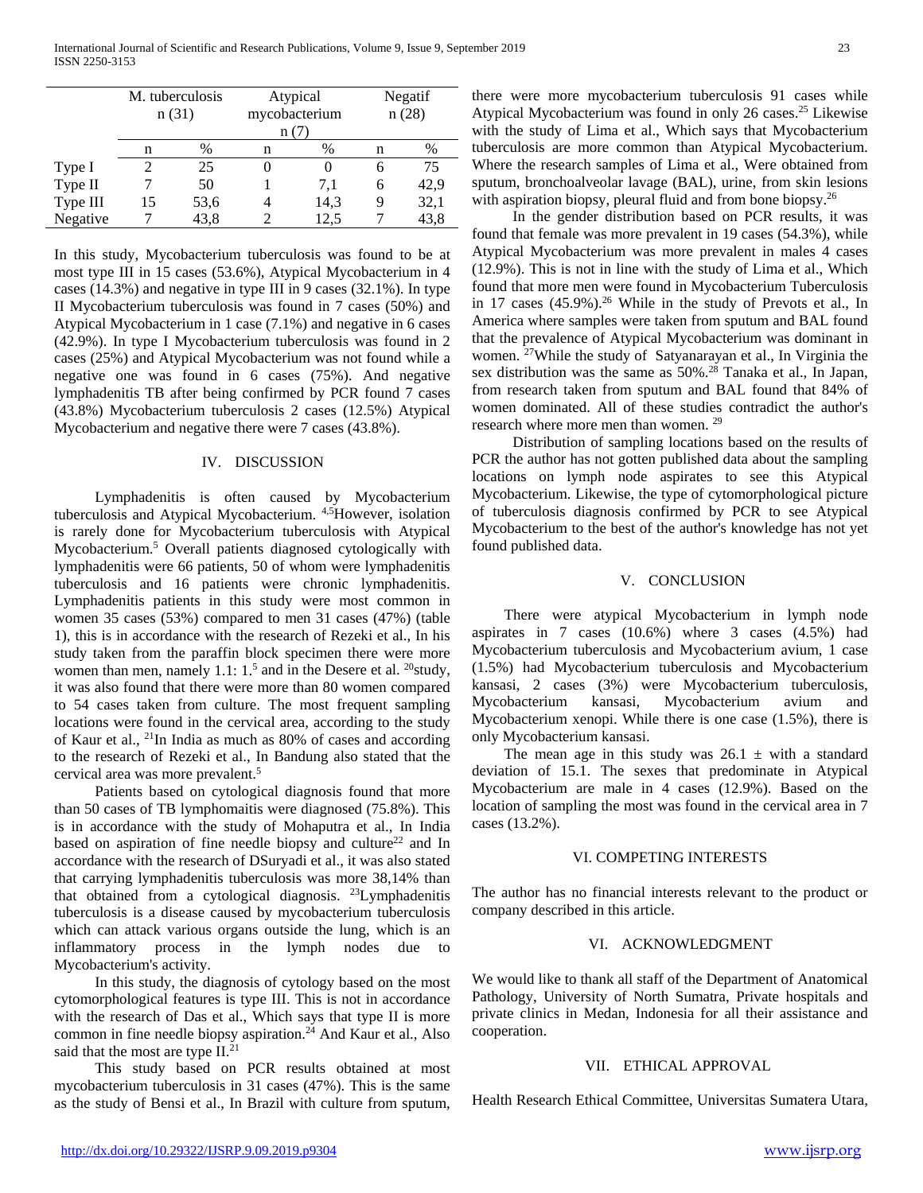| | M. tuberculosis n (31) | | Atypical mycobacterium n (7) | | Negatif n (28) | |
|---|---|---|---|---|---|---|
| | n | % | n | % | n | % |
| Type I | 2 | 25 | 0 | 0 | 6 | 75 |
| Type II | 7 | 50 | 1 | 7,1 | 6 | 42,9 |
| Type III | 15 | 53,6 | 4 | 14,3 | 9 | 32,1 |
| Negative | 7 | 43,8 | 2 | 12,5 | 7 | 43,8 |

In this study, Mycobacterium tuberculosis was found to be at most type III in 15 cases (53.6%), Atypical Mycobacterium in 4 cases (14.3%) and negative in type III in 9 cases (32.1%). In type II Mycobacterium tuberculosis was found in 7 cases (50%) and Atypical Mycobacterium in 1 case (7.1%) and negative in 6 cases (42.9%). In type I Mycobacterium tuberculosis was found in 2 cases (25%) and Atypical Mycobacterium was not found while a negative one was found in 6 cases (75%). And negative lymphadenitis TB after being confirmed by PCR found 7 cases (43.8%) Mycobacterium tuberculosis 2 cases (12.5%) Atypical Mycobacterium and negative there were 7 cases (43.8%).

## IV. DISCUSSION

Lymphadenitis is often caused by Mycobacterium tuberculosis and Atypical Mycobacterium. [4,5]However, isolation is rarely done for Mycobacterium tuberculosis with Atypical Mycobacterium.[5] Overall patients diagnosed cytologically with lymphadenitis were 66 patients, 50 of whom were lymphadenitis tuberculosis and 16 patients were chronic lymphadenitis. Lymphadenitis patients in this study were most common in women 35 cases (53%) compared to men 31 cases (47%) (table 1), this is in accordance with the research of Rezeki et al., In his study taken from the paraffin block specimen there were more women than men, namely 1.1: 1.[5] and in the Desere et al. [20]study, it was also found that there were more than 80 women compared to 54 cases taken from culture. The most frequent sampling locations were found in the cervical area, according to the study of Kaur et al., [21]In India as much as 80% of cases and according to the research of Rezeki et al., In Bandung also stated that the cervical area was more prevalent.[5]

Patients based on cytological diagnosis found that more than 50 cases of TB lymphomaitis were diagnosed (75.8%). This is in accordance with the study of Mohaputra et al., In India based on aspiration of fine needle biopsy and culture[22] and In accordance with the research of DSuryadi et al., it was also stated that carrying lymphadenitis tuberculosis was more 38,14% than that obtained from a cytological diagnosis. [23]Lymphadenitis tuberculosis is a disease caused by mycobacterium tuberculosis which can attack various organs outside the lung, which is an inflammatory process in the lymph nodes due to Mycobacterium's activity.

In this study, the diagnosis of cytology based on the most cytomorphological features is type III. This is not in accordance with the research of Das et al., Which says that type II is more common in fine needle biopsy aspiration.[24] And Kaur et al., Also said that the most are type II.[21]

This study based on PCR results obtained at most mycobacterium tuberculosis in 31 cases (47%). This is the same as the study of Bensi et al., In Brazil with culture from sputum, there were more mycobacterium tuberculosis 91 cases while Atypical Mycobacterium was found in only 26 cases.[25] Likewise with the study of Lima et al., Which says that Mycobacterium tuberculosis are more common than Atypical Mycobacterium. Where the research samples of Lima et al., Were obtained from sputum, bronchoalveolar lavage (BAL), urine, from skin lesions with aspiration biopsy, pleural fluid and from bone biopsy.[26]

In the gender distribution based on PCR results, it was found that female was more prevalent in 19 cases (54.3%), while Atypical Mycobacterium was more prevalent in males 4 cases (12.9%). This is not in line with the study of Lima et al., Which found that more men were found in Mycobacterium Tuberculosis in 17 cases (45.9%).[26] While in the study of Prevots et al., In America where samples were taken from sputum and BAL found that the prevalence of Atypical Mycobacterium was dominant in women. [27]While the study of Satyanarayan et al., In Virginia the sex distribution was the same as 50%.[28] Tanaka et al., In Japan, from research taken from sputum and BAL found that 84% of women dominated. All of these studies contradict the author's research where more men than women. [29]

Distribution of sampling locations based on the results of PCR the author has not gotten published data about the sampling locations on lymph node aspirates to see this Atypical Mycobacterium. Likewise, the type of cytomorphological picture of tuberculosis diagnosis confirmed by PCR to see Atypical Mycobacterium to the best of the author's knowledge has not yet found published data.

## V. CONCLUSION

There were atypical Mycobacterium in lymph node aspirates in 7 cases (10.6%) where 3 cases (4.5%) had Mycobacterium tuberculosis and Mycobacterium avium, 1 case (1.5%) had Mycobacterium tuberculosis and Mycobacterium kansasi, 2 cases (3%) were Mycobacterium tuberculosis, Mycobacterium kansasi, Mycobacterium avium and Mycobacterium xenopi. While there is one case (1.5%), there is only Mycobacterium kansasi.

The mean age in this study was 26.1 ± with a standard deviation of 15.1. The sexes that predominate in Atypical Mycobacterium are male in 4 cases (12.9%). Based on the location of sampling the most was found in the cervical area in 7 cases (13.2%).

## VI. COMPETING INTERESTS

The author has no financial interests relevant to the product or company described in this article.

## VI. ACKNOWLEDGMENT

We would like to thank all staff of the Department of Anatomical Pathology, University of North Sumatra, Private hospitals and private clinics in Medan, Indonesia for all their assistance and cooperation.

## VII. ETHICAL APPROVAL

Health Research Ethical Committee, Universitas Sumatera Utara,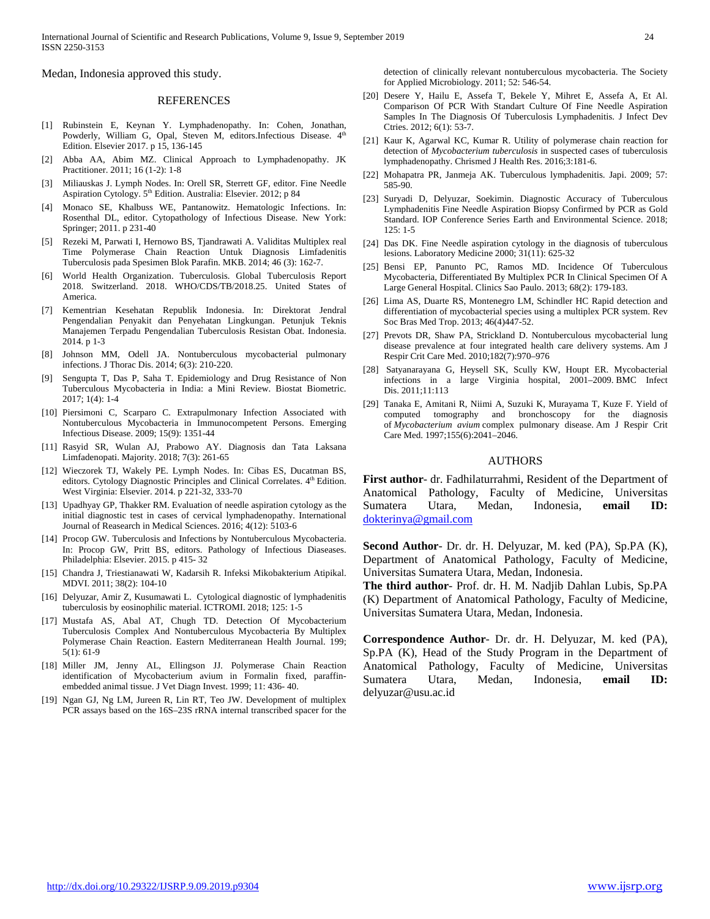Medan, Indonesia approved this study.

## REFERENCES

[1] Rubinstein E, Keynan Y. Lymphadenopathy. In: Cohen, Jonathan, Powderly, William G, Opal, Steven M, editors.Infectious Disease. 4th Edition. Elsevier 2017. p 15, 136-145

[2] Abba AA, Abim MZ. Clinical Approach to Lymphadenopathy. JK Practitioner. 2011; 16 (1-2): 1-8

[3] Miliauskas J. Lymph Nodes. In: Orell SR, Sterrett GF, editor. Fine Needle Aspiration Cytology. 5th Edition. Australia: Elsevier. 2012; p 84

[4] Monaco SE, Khalbuss WE, Pantanowitz. Hematologic Infections. In: Rosenthal DL, editor. Cytopathology of Infectious Disease. New York: Springer; 2011. p 231-40

[5] Rezeki M, Parwati I, Hernowo BS, Tjandrawati A. Validitas Multiplex real Time Polymerase Chain Reaction Untuk Diagnosis Limfadenitis Tuberculosis pada Spesimen Blok Parafin. MKB. 2014; 46 (3): 162-7.

[6] World Health Organization. Tuberculosis. Global Tuberculosis Report 2018. Switzerland. 2018. WHO/CDS/TB/2018.25. United States of America.

[7] Kementrian Kesehatan Republik Indonesia. In: Direktorat Jendral Pengendalian Penyakit dan Penyehatan Lingkungan. Petunjuk Teknis Manajemen Terpadu Pengendalian Tuberculosis Resistan Obat. Indonesia. 2014. p 1-3

[8] Johnson MM, Odell JA. Nontuberculous mycobacterial pulmonary infections. J Thorac Dis. 2014; 6(3): 210-220.

[9] Sengupta T, Das P, Saha T. Epidemiology and Drug Resistance of Non Tuberculous Mycobacteria in India: a Mini Review. Biostat Biometric. 2017; 1(4): 1-4

[10] Piersimoni C, Scarparo C. Extrapulmonary Infection Associated with Nontuberculous Mycobacteria in Immunocompetent Persons. Emerging Infectious Disease. 2009; 15(9): 1351-44

[11] Rasyid SR, Wulan AJ, Prabowo AY. Diagnosis dan Tata Laksana Limfadenopati. Majority. 2018; 7(3): 261-65

[12] Wieczorek TJ, Wakely PE. Lymph Nodes. In: Cibas ES, Ducatman BS, editors. Cytology Diagnostic Principles and Clinical Correlates. 4th Edition. West Virginia: Elsevier. 2014. p 221-32, 333-70

[13] Upadhyay GP, Thakker RM. Evaluation of needle aspiration cytology as the initial diagnostic test in cases of cervical lymphadenopathy. International Journal of Reasearch in Medical Sciences. 2016; 4(12): 5103-6

[14] Procop GW. Tuberculosis and Infections by Nontuberculous Mycobacteria. In: Procop GW, Pritt BS, editors. Pathology of Infectious Diaseases. Philadelphia: Elsevier. 2015. p 415- 32

[15] Chandra J, Triestianawati W, Kadarsih R. Infeksi Mikobakterium Atipikal. MDVI. 2011; 38(2): 104-10

[16] Delyuzar, Amir Z, Kusumawati L. Cytological diagnostic of lymphadenitis tuberculosis by eosinophilic material. ICTROMI. 2018; 125: 1-5

[17] Mustafa AS, Abal AT, Chugh TD. Detection Of Mycobacterium Tuberculosis Complex And Nontuberculous Mycobacteria By Multiplex Polymerase Chain Reaction. Eastern Mediterranean Health Journal. 199; 5(1): 61-9

[18] Miller JM, Jenny AL, Ellingson JJ. Polymerase Chain Reaction identification of Mycobacterium avium in Formalin fixed, paraffin-embedded animal tissue. J Vet Diagn Invest. 1999; 11: 436- 40.

[19] Ngan GJ, Ng LM, Jureen R, Lin RT, Teo JW. Development of multiplex PCR assays based on the 16S–23S rRNA internal transcribed spacer for the detection of clinically relevant nontuberculous mycobacteria. The Society for Applied Microbiology. 2011; 52: 546-54.

[20] Desere Y, Hailu E, Assefa T, Bekele Y, Mihret E, Assefa A, Et Al. Comparison Of PCR With Standart Culture Of Fine Needle Aspiration Samples In The Diagnosis Of Tuberculosis Lymphadenitis. J Infect Dev Ctries. 2012; 6(1): 53-7.

[21] Kaur K, Agarwal KC, Kumar R. Utility of polymerase chain reaction for detection of *Mycobacterium tuberculosis* in suspected cases of tuberculosis lymphadenopathy. Chrismed J Health Res. 2016;3:181-6.

[22] Mohapatra PR, Janmeja AK. Tuberculous lymphadenitis. Japi. 2009; 57: 585-90.

[23] Suryadi D, Delyuzar, Soekimin. Diagnostic Accuracy of Tuberculous Lymphadenitis Fine Needle Aspiration Biopsy Confirmed by PCR as Gold Standard. IOP Conference Series Earth and Environmental Science. 2018; 125: 1-5

[24] Das DK. Fine Needle aspiration cytology in the diagnosis of tuberculous lesions. Laboratory Medicine 2000; 31(11): 625-32

[25] Bensi EP, Panunto PC, Ramos MD. Incidence Of Tuberculous Mycobacteria, Differentiated By Multiplex PCR In Clinical Specimen Of A Large General Hospital. Clinics Sao Paulo. 2013; 68(2): 179-183.

[26] Lima AS, Duarte RS, Montenegro LM, Schindler HC Rapid detection and differentiation of mycobacterial species using a multiplex PCR system. Rev Soc Bras Med Trop. 2013; 46(4)447-52.

[27] Prevots DR, Shaw PA, Strickland D. Nontuberculous mycobacterial lung disease prevalence at four integrated health care delivery systems. Am J Respir Crit Care Med. 2010;182(7):970–976

[28] Satyanarayana G, Heysell SK, Scully KW, Houpt ER. Mycobacterial infections in a large Virginia hospital, 2001–2009. BMC Infect Dis. 2011;11:113

[29] Tanaka E, Amitani R, Niimi A, Suzuki K, Murayama T, Kuze F. Yield of computed tomography and bronchoscopy for the diagnosis of *Mycobacterium avium* complex pulmonary disease. Am J Respir Crit Care Med. 1997;155(6):2041–2046.

## AUTHORS

**First author**- dr. Fadhilaturrahmi, Resident of the Department of Anatomical Pathology, Faculty of Medicine, Universitas Sumatera Utara, Medan, Indonesia, **email ID:** dokterinya@gmail.com

**Second Author**- Dr. dr. H. Delyuzar, M. ked (PA), Sp.PA (K), Department of Anatomical Pathology, Faculty of Medicine, Universitas Sumatera Utara, Medan, Indonesia.

**The third author**- Prof. dr. H. M. Nadjib Dahlan Lubis, Sp.PA (K) Department of Anatomical Pathology, Faculty of Medicine, Universitas Sumatera Utara, Medan, Indonesia.

**Correspondence Author**- Dr. dr. H. Delyuzar, M. ked (PA), Sp.PA (K), Head of the Study Program in the Department of Anatomical Pathology, Faculty of Medicine, Universitas Sumatera Utara, Medan, Indonesia, **email ID:** delyuzar@usu.ac.id